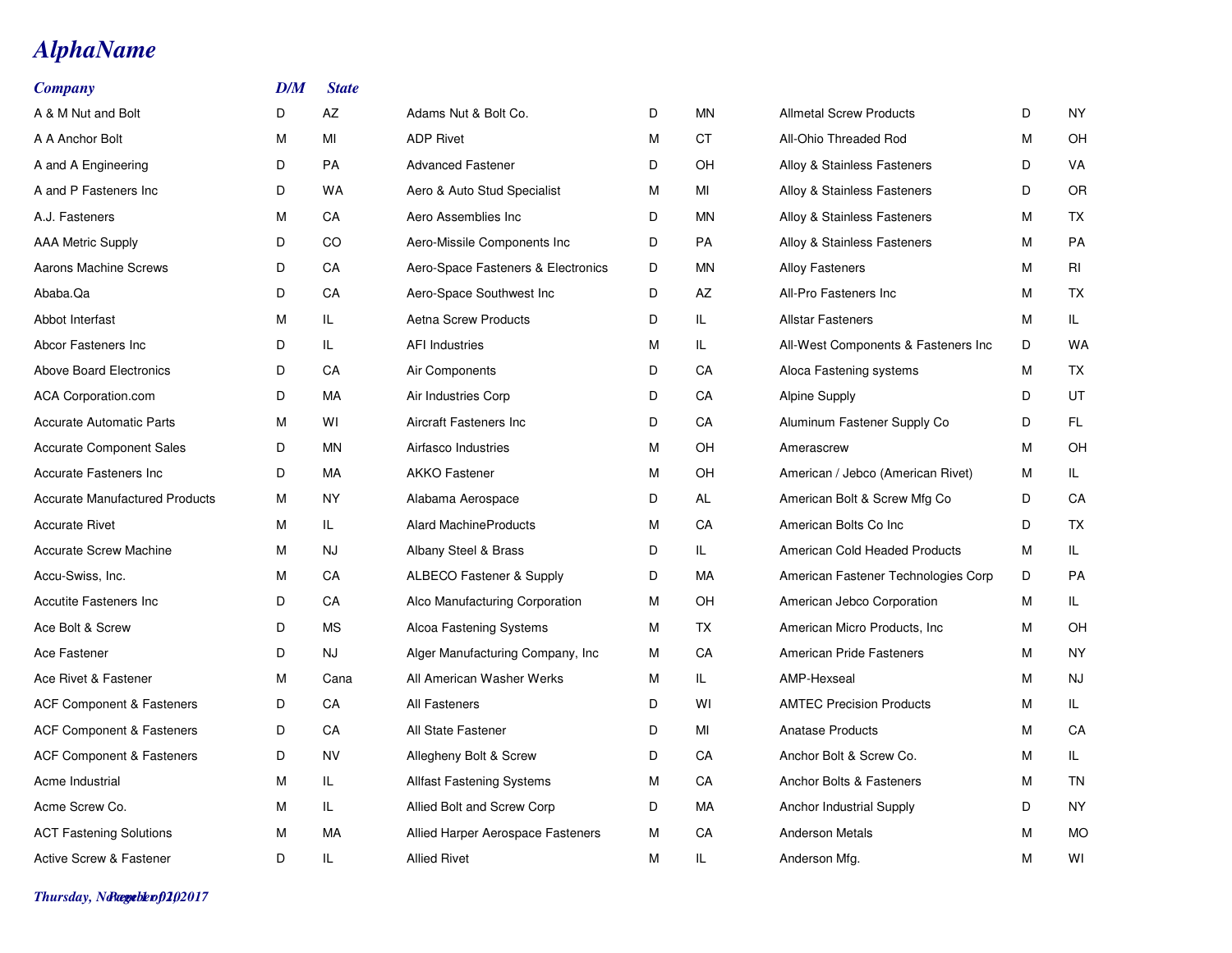# AlphaName

| Company | D/M | State |
|---|---|---|
| A & M Nut and Bolt | D | AZ |
| A A Anchor Bolt | M | MI |
| A and A Engineering | D | PA |
| A and P Fasteners Inc | D | WA |
| A.J. Fasteners | M | CA |
| AAA Metric Supply | D | CO |
| Aarons Machine Screws | D | CA |
| Ababa.Qa | D | CA |
| Abbot Interfast | M | IL |
| Abcor Fasteners Inc | D | IL |
| Above Board Electronics | D | CA |
| ACA Corporation.com | D | MA |
| Accurate Automatic Parts | M | WI |
| Accurate Component Sales | D | MN |
| Accurate Fasteners Inc | D | MA |
| Accurate Manufactured Products | M | NY |
| Accurate Rivet | M | IL |
| Accurate Screw Machine | M | NJ |
| Accu-Swiss, Inc. | M | CA |
| Accutite Fasteners Inc | D | CA |
| Ace Bolt & Screw | D | MS |
| Ace Fastener | D | NJ |
| Ace Rivet & Fastener | M | Cana |
| ACF Component & Fasteners | D | CA |
| ACF Component & Fasteners | D | CA |
| ACF Component & Fasteners | D | NV |
| Acme Industrial | M | IL |
| Acme Screw Co. | M | IL |
| ACT Fastening Solutions | M | MA |
| Active Screw & Fastener | D | IL |
| Adams Nut & Bolt Co. | D | MN |
| ADP Rivet | M | CT |
| Advanced Fastener | D | OH |
| Aero & Auto Stud Specialist | M | MI |
| Aero Assemblies Inc | D | MN |
| Aero-Missile Components Inc | D | PA |
| Aero-Space Fasteners & Electronics | D | MN |
| Aero-Space Southwest Inc | D | AZ |
| Aetna Screw Products | D | IL |
| AFI Industries | M | IL |
| Air Components | D | CA |
| Air Industries Corp | D | CA |
| Aircraft Fasteners Inc | D | CA |
| Airfasco Industries | M | OH |
| AKKO Fastener | M | OH |
| Alabama Aerospace | D | AL |
| Alard MachineProducts | M | CA |
| Albany Steel & Brass | D | IL |
| ALBECO Fastener & Supply | D | MA |
| Alco Manufacturing Corporation | M | OH |
| Alcoa Fastening Systems | M | TX |
| Alger Manufacturing Company, Inc | M | CA |
| All American Washer Werks | M | IL |
| All Fasteners | D | WI |
| All State Fastener | D | MI |
| Allegheny Bolt & Screw | D | CA |
| Allfast Fastening Systems | M | CA |
| Allied Bolt and Screw Corp | D | MA |
| Allied Harper Aerospace Fasteners | M | CA |
| Allied Rivet | M | IL |
| Allmetal Screw Products | D | NY |
| All-Ohio Threaded Rod | M | OH |
| Alloy & Stainless Fasteners | D | VA |
| Alloy & Stainless Fasteners | D | OR |
| Alloy & Stainless Fasteners | M | TX |
| Alloy & Stainless Fasteners | M | PA |
| Alloy Fasteners | M | RI |
| All-Pro Fasteners Inc | M | TX |
| Allstar Fasteners | M | IL |
| All-West Components & Fasteners Inc | D | WA |
| Aloca Fastening systems | M | TX |
| Alpine Supply | D | UT |
| Aluminum Fastener Supply Co | D | FL |
| Amerascrew | M | OH |
| American / Jebco (American Rivet) | M | IL |
| American Bolt & Screw Mfg Co | D | CA |
| American Bolts Co Inc | D | TX |
| American Cold Headed Products | M | IL |
| American Fastener Technologies Corp | D | PA |
| American Jebco Corporation | M | IL |
| American Micro Products, Inc | M | OH |
| American Pride Fasteners | M | NY |
| AMP-Hexseal | M | NJ |
| AMTEC Precision Products | M | IL |
| Anatase Products | M | CA |
| Anchor Bolt & Screw Co. | M | IL |
| Anchor Bolts & Fasteners | M | TN |
| Anchor Industrial Supply | D | NY |
| Anderson Metals | M | MO |
| Anderson Mfg. | M | WI |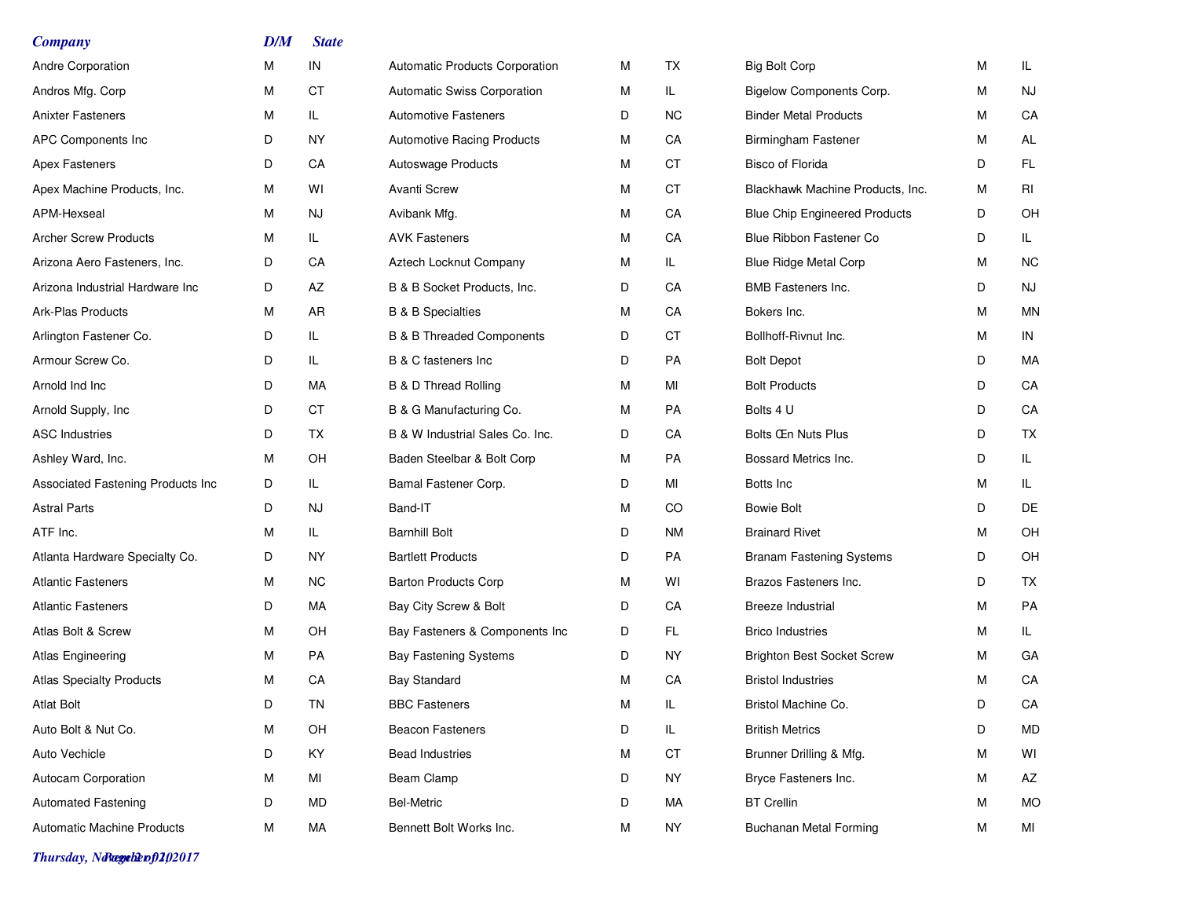| Company | D/M | State |
|---|---|---|
| Andre Corporation | M | IN |
| Andros Mfg. Corp | M | CT |
| Anixter Fasteners | M | IL |
| APC Components Inc | D | NY |
| Apex Fasteners | D | CA |
| Apex Machine Products, Inc. | M | WI |
| APM-Hexseal | M | NJ |
| Archer Screw Products | M | IL |
| Arizona Aero Fasteners, Inc. | D | CA |
| Arizona Industrial Hardware Inc | D | AZ |
| Ark-Plas Products | M | AR |
| Arlington Fastener Co. | D | IL |
| Armour Screw Co. | D | IL |
| Arnold Ind Inc | D | MA |
| Arnold Supply, Inc | D | CT |
| ASC Industries | D | TX |
| Ashley Ward, Inc. | M | OH |
| Associated Fastening Products Inc | D | IL |
| Astral Parts | D | NJ |
| ATF Inc. | M | IL |
| Atlanta Hardware Specialty Co. | D | NY |
| Atlantic Fasteners | M | NC |
| Atlantic Fasteners | D | MA |
| Atlas Bolt & Screw | M | OH |
| Atlas Engineering | M | PA |
| Atlas Specialty Products | M | CA |
| Atlat Bolt | D | TN |
| Auto Bolt & Nut Co. | M | OH |
| Auto Vechicle | D | KY |
| Autocam Corporation | M | MI |
| Automated Fastening | D | MD |
| Automatic Machine Products | M | MA |
| Automatic Products Corporation | M | TX |
| Automatic Swiss Corporation | M | IL |
| Automotive Fasteners | D | NC |
| Automotive Racing Products | M | CA |
| Autoswage Products | M | CT |
| Avanti Screw | M | CT |
| Avibank Mfg. | M | CA |
| AVK Fasteners | M | CA |
| Aztech Locknut Company | M | IL |
| B & B Socket Products, Inc. | D | CA |
| B & B Specialties | M | CA |
| B & B Threaded Components | D | CT |
| B & C fasteners Inc | D | PA |
| B & D Thread Rolling | M | MI |
| B & G Manufacturing Co. | M | PA |
| B & W Industrial Sales Co. Inc. | D | CA |
| Baden Steelbar & Bolt Corp | M | PA |
| Bamal Fastener Corp. | D | MI |
| Band-IT | M | CO |
| Barnhill Bolt | D | NM |
| Bartlett Products | D | PA |
| Barton Products Corp | M | WI |
| Bay City Screw & Bolt | D | CA |
| Bay Fasteners & Components Inc | D | FL |
| Bay Fastening Systems | D | NY |
| Bay Standard | M | CA |
| BBC Fasteners | M | IL |
| Beacon Fasteners | D | IL |
| Bead Industries | M | CT |
| Beam Clamp | D | NY |
| Bel-Metric | D | MA |
| Bennett Bolt Works Inc. | M | NY |
| Big Bolt Corp | M | IL |
| Bigelow Components Corp. | M | NJ |
| Binder Metal Products | M | CA |
| Birmingham Fastener | M | AL |
| Bisco of Florida | D | FL |
| Blackhawk Machine Products, Inc. | M | RI |
| Blue Chip Engineered Products | D | OH |
| Blue Ribbon Fastener Co | D | IL |
| Blue Ridge Metal Corp | M | NC |
| BMB Fasteners Inc. | D | NJ |
| Bokers Inc. | M | MN |
| Bollhoff-Rivnut Inc. | M | IN |
| Bolt Depot | D | MA |
| Bolt Products | D | CA |
| Bolts 4 U | D | CA |
| Bolts Œn Nuts Plus | D | TX |
| Bossard Metrics Inc. | D | IL |
| Botts Inc | M | IL |
| Bowie Bolt | D | DE |
| Brainard Rivet | M | OH |
| Branam Fastening Systems | D | OH |
| Brazos Fasteners Inc. | D | TX |
| Breeze Industrial | M | PA |
| Brico Industries | M | IL |
| Brighton Best Socket Screw | M | GA |
| Bristol Industries | M | CA |
| Bristol Machine Co. | D | CA |
| British Metrics | D | MD |
| Brunner Drilling & Mfg. | M | WI |
| Bryce Fasteners Inc. | M | AZ |
| BT Crellin | M | MO |
| Buchanan Metal Forming | M | MI |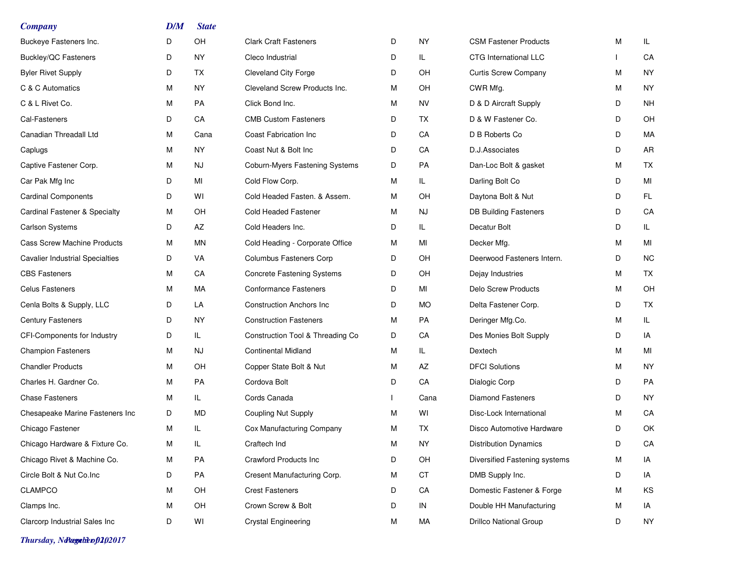| Company | D/M | State |
|---|---|---|
| Buckeye Fasteners Inc. | D | OH |
| Buckley/QC Fasteners | D | NY |
| Byler Rivet Supply | D | TX |
| C & C Automatics | M | NY |
| C & L Rivet Co. | M | PA |
| Cal-Fasteners | D | CA |
| Canadian Threadall Ltd | M | Cana |
| Caplugs | M | NY |
| Captive Fastener Corp. | M | NJ |
| Car Pak Mfg Inc | D | MI |
| Cardinal Components | D | WI |
| Cardinal Fastener & Specialty | M | OH |
| Carlson Systems | D | AZ |
| Cass Screw Machine Products | M | MN |
| Cavalier Industrial Specialties | D | VA |
| CBS Fasteners | M | CA |
| Celus Fasteners | M | MA |
| Cenla Bolts & Supply, LLC | D | LA |
| Century Fasteners | D | NY |
| CFI-Components for Industry | D | IL |
| Champion Fasteners | M | NJ |
| Chandler Products | M | OH |
| Charles H. Gardner Co. | M | PA |
| Chase Fasteners | M | IL |
| Chesapeake Marine Fasteners Inc | D | MD |
| Chicago Fastener | M | IL |
| Chicago Hardware & Fixture Co. | M | IL |
| Chicago Rivet & Machine Co. | M | PA |
| Circle Bolt & Nut Co.Inc | D | PA |
| CLAMPCO | M | OH |
| Clamps Inc. | M | OH |
| Clarcorp Industrial Sales Inc | D | WI |
| Clark Craft Fasteners | D | NY |
| Cleco Industrial | D | IL |
| Cleveland City Forge | D | OH |
| Cleveland Screw Products Inc. | M | OH |
| Click Bond Inc. | M | NV |
| CMB Custom Fasteners | D | TX |
| Coast Fabrication Inc | D | CA |
| Coast Nut & Bolt Inc | D | CA |
| Coburn-Myers Fastening Systems | D | PA |
| Cold Flow Corp. | M | IL |
| Cold Headed Fasten. & Assem. | M | OH |
| Cold Headed Fastener | M | NJ |
| Cold Headers Inc. | D | IL |
| Cold Heading - Corporate Office | M | MI |
| Columbus Fasteners Corp | D | OH |
| Concrete Fastening Systems | D | OH |
| Conformance Fasteners | D | MI |
| Construction Anchors Inc | D | MO |
| Construction Fasteners | M | PA |
| Construction Tool & Threading Co | D | CA |
| Continental Midland | M | IL |
| Copper State Bolt & Nut | M | AZ |
| Cordova Bolt | D | CA |
| Cords Canada | I | Cana |
| Coupling Nut Supply | M | WI |
| Cox Manufacturing Company | M | TX |
| Craftech Ind | M | NY |
| Crawford Products Inc | D | OH |
| Cresent Manufacturing Corp. | M | CT |
| Crest Fasteners | D | CA |
| Crown Screw & Bolt | D | IN |
| Crystal Engineering | M | MA |
| CSM Fastener Products | M | IL |
| CTG International LLC | I | CA |
| Curtis Screw Company | M | NY |
| CWR Mfg. | M | NY |
| D & D Aircraft Supply | D | NH |
| D & W Fastener Co. | D | OH |
| D B Roberts Co | D | MA |
| D.J.Associates | D | AR |
| Dan-Loc Bolt & gasket | M | TX |
| Darling Bolt Co | D | MI |
| Daytona Bolt & Nut | D | FL |
| DB Building Fasteners | D | CA |
| Decatur Bolt | D | IL |
| Decker Mfg. | M | MI |
| Deerwood Fasteners Intern. | D | NC |
| Dejay Industries | M | TX |
| Delo Screw Products | M | OH |
| Delta Fastener Corp. | D | TX |
| Deringer Mfg.Co. | M | IL |
| Des Monies Bolt Supply | D | IA |
| Dextech | M | MI |
| DFCI Solutions | M | NY |
| Dialogic Corp | D | PA |
| Diamond Fasteners | D | NY |
| Disc-Lock International | M | CA |
| Disco Automotive Hardware | D | OK |
| Distribution Dynamics | D | CA |
| Diversified Fastening systems | M | IA |
| DMB Supply Inc. | D | IA |
| Domestic Fastener & Forge | M | KS |
| Double HH Manufacturing | M | IA |
| Drillco National Group | D | NY |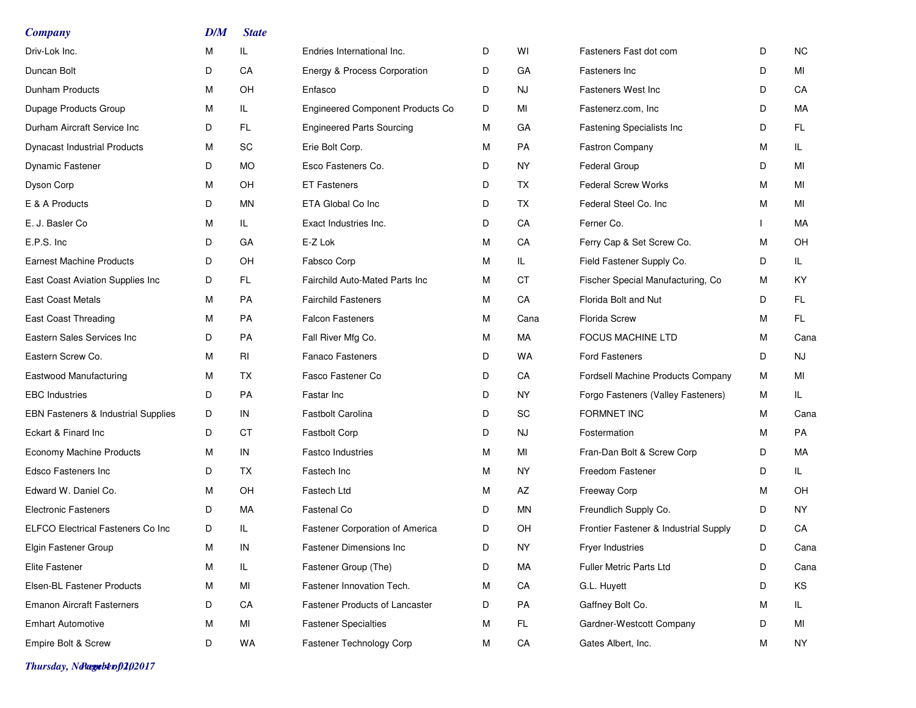| Company | D/M | State |
|---|---|---|
| Driv-Lok Inc. | M | IL |
| Duncan Bolt | D | CA |
| Dunham Products | M | OH |
| Dupage Products Group | M | IL |
| Durham Aircraft Service Inc | D | FL |
| Dynacast Industrial Products | M | SC |
| Dynamic Fastener | D | MO |
| Dyson Corp | M | OH |
| E & A Products | D | MN |
| E. J. Basler Co | M | IL |
| E.P.S. Inc | D | GA |
| Earnest Machine Products | D | OH |
| East Coast Aviation Supplies Inc | D | FL |
| East Coast Metals | M | PA |
| East Coast Threading | M | PA |
| Eastern Sales Services Inc | D | PA |
| Eastern Screw Co. | M | RI |
| Eastwood Manufacturing | M | TX |
| EBC Industries | D | PA |
| EBN Fasteners & Industrial Supplies | D | IN |
| Eckart & Finard Inc | D | CT |
| Economy Machine Products | M | IN |
| Edsco Fasteners Inc | D | TX |
| Edward W. Daniel Co. | M | OH |
| Electronic Fasteners | D | MA |
| ELFCO Electrical Fasteners Co Inc | D | IL |
| Elgin Fastener Group | M | IN |
| Elite Fastener | M | IL |
| Elsen-BL Fastener Products | M | MI |
| Emanon Aircraft Fasterners | D | CA |
| Emhart Automotive | M | MI |
| Empire Bolt & Screw | D | WA |
| Endries International Inc. | D | WI |
| Energy & Process Corporation | D | GA |
| Enfasco | D | NJ |
| Engineered Component Products Co | D | MI |
| Engineered Parts Sourcing | M | GA |
| Erie Bolt Corp. | M | PA |
| Esco Fasteners Co. | D | NY |
| ET Fasteners | D | TX |
| ETA Global Co Inc | D | TX |
| Exact Industries Inc. | D | CA |
| E-Z Lok | M | CA |
| Fabsco Corp | M | IL |
| Fairchild Auto-Mated Parts Inc | M | CT |
| Fairchild Fasteners | M | CA |
| Falcon Fasteners | M | Cana |
| Fall River Mfg Co. | M | MA |
| Fanaco Fasteners | D | WA |
| Fasco Fastener Co | D | CA |
| Fastar Inc | D | NY |
| Fastbolt Carolina | D | SC |
| Fastbolt Corp | D | NJ |
| Fastco Industries | M | MI |
| Fastech Inc | M | NY |
| Fastech Ltd | M | AZ |
| Fastenal Co | D | MN |
| Fastener Corporation of America | D | OH |
| Fastener Dimensions Inc | D | NY |
| Fastener Group (The) | D | MA |
| Fastener Innovation Tech. | M | CA |
| Fastener Products of Lancaster | D | PA |
| Fastener Specialties | M | FL |
| Fastener Technology Corp | M | CA |
| Fasteners Fast dot com | D | NC |
| Fasteners Inc | D | MI |
| Fasteners West Inc | D | CA |
| Fastenerz.com, Inc | D | MA |
| Fastening Specialists Inc | D | FL |
| Fastron Company | M | IL |
| Federal Group | D | MI |
| Federal Screw Works | M | MI |
| Federal Steel Co. Inc | M | MI |
| Ferner Co. | I | MA |
| Ferry Cap & Set Screw Co. | M | OH |
| Field Fastener Supply Co. | D | IL |
| Fischer Special Manufacturing, Co | M | KY |
| Florida Bolt and Nut | D | FL |
| Florida Screw | M | FL |
| FOCUS MACHINE LTD | M | Cana |
| Ford Fasteners | D | NJ |
| Fordsell Machine Products Company | M | MI |
| Forgo Fasteners (Valley Fasteners) | M | IL |
| FORMNET INC | M | Cana |
| Fostermation | M | PA |
| Fran-Dan Bolt & Screw Corp | D | MA |
| Freedom Fastener | D | IL |
| Freeway Corp | M | OH |
| Freundlich Supply Co. | D | NY |
| Frontier Fastener & Industrial Supply | D | CA |
| Fryer Industries | D | Cana |
| Fuller Metric Parts Ltd | D | Cana |
| G.L. Huyett | D | KS |
| Gaffney Bolt Co. | M | IL |
| Gardner-Westcott Company | D | MI |
| Gates Albert, Inc. | M | NY |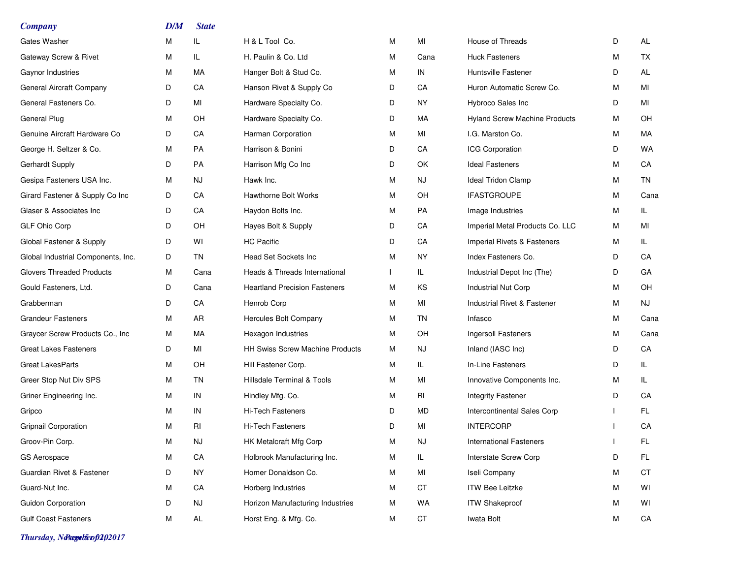| Company | D/M | State |
|---|---|---|
| Gates Washer | M | IL |
| Gateway Screw & Rivet | M | IL |
| Gaynor Industries | M | MA |
| General Aircraft Company | D | CA |
| General Fasteners Co. | D | MI |
| General Plug | M | OH |
| Genuine Aircraft Hardware Co | D | CA |
| George H. Seltzer & Co. | M | PA |
| Gerhardt Supply | D | PA |
| Gesipa Fasteners USA Inc. | M | NJ |
| Girard Fastener & Supply Co Inc | D | CA |
| Glaser & Associates Inc | D | CA |
| GLF Ohio Corp | D | OH |
| Global Fastener & Supply | D | WI |
| Global Industrial Components, Inc. | D | TN |
| Glovers Threaded Products | M | Cana |
| Gould Fasteners, Ltd. | D | Cana |
| Grabberman | D | CA |
| Grandeur Fasteners | M | AR |
| Graycer Screw Products Co., Inc | M | MA |
| Great Lakes Fasteners | D | MI |
| Great LakesParts | M | OH |
| Greer Stop Nut Div SPS | M | TN |
| Griner Engineering Inc. | M | IN |
| Gripco | M | IN |
| Gripnail Corporation | M | RI |
| Groov-Pin Corp. | M | NJ |
| GS Aerospace | M | CA |
| Guardian Rivet & Fastener | D | NY |
| Guard-Nut Inc. | M | CA |
| Guidon Corporation | D | NJ |
| Gulf Coast Fasteners | M | AL |
| H & L Tool Co. | M | MI |
| H. Paulin & Co. Ltd | M | Cana |
| Hanger Bolt & Stud Co. | M | IN |
| Hanson Rivet & Supply Co | D | CA |
| Hardware Specialty Co. | D | NY |
| Hardware Specialty Co. | D | MA |
| Harman Corporation | M | MI |
| Harrison & Bonini | D | CA |
| Harrison Mfg Co Inc | D | OK |
| Hawk Inc. | M | NJ |
| Hawthorne Bolt Works | M | OH |
| Haydon Bolts Inc. | M | PA |
| Hayes Bolt & Supply | D | CA |
| HC Pacific | D | CA |
| Head Set Sockets Inc | M | NY |
| Heads & Threads International | I | IL |
| Heartland Precision Fasteners | M | KS |
| Henrob Corp | M | MI |
| Hercules Bolt Company | M | TN |
| Hexagon Industries | M | OH |
| HH Swiss Screw Machine Products | M | NJ |
| Hill Fastener Corp. | M | IL |
| Hillsdale Terminal & Tools | M | MI |
| Hindley Mfg. Co. | M | RI |
| Hi-Tech Fasteners | D | MD |
| Hi-Tech Fasteners | D | MI |
| HK Metalcraft Mfg Corp | M | NJ |
| Holbrook Manufacturing Inc. | M | IL |
| Homer Donaldson Co. | M | MI |
| Horberg Industries | M | CT |
| Horizon Manufacturing Industries | M | WA |
| Horst Eng. & Mfg. Co. | M | CT |
| House of Threads | D | AL |
| Huck Fasteners | M | TX |
| Huntsville Fastener | D | AL |
| Huron Automatic Screw Co. | M | MI |
| Hybroco Sales Inc | D | MI |
| Hyland Screw Machine Products | M | OH |
| I.G. Marston Co. | M | MA |
| ICG Corporation | D | WA |
| Ideal Fasteners | M | CA |
| Ideal Tridon Clamp | M | TN |
| IFASTGROUPE | M | Cana |
| Image Industries | M | IL |
| Imperial Metal Products Co. LLC | M | MI |
| Imperial Rivets & Fasteners | M | IL |
| Index Fasteners Co. | D | CA |
| Industrial Depot Inc (The) | D | GA |
| Industrial Nut Corp | M | OH |
| Industrial Rivet & Fastener | M | NJ |
| Infasco | M | Cana |
| Ingersoll Fasteners | M | Cana |
| Inland (IASC Inc) | D | CA |
| In-Line Fasteners | D | IL |
| Innovative Components Inc. | M | IL |
| Integrity Fastener | D | CA |
| Intercontinental Sales Corp | I | FL |
| INTERCORP | I | CA |
| International Fasteners | I | FL |
| Interstate Screw Corp | D | FL |
| Iseli Company | M | CT |
| ITW Bee Leitzke | M | WI |
| ITW Shakeproof | M | WI |
| Iwata Bolt | M | CA |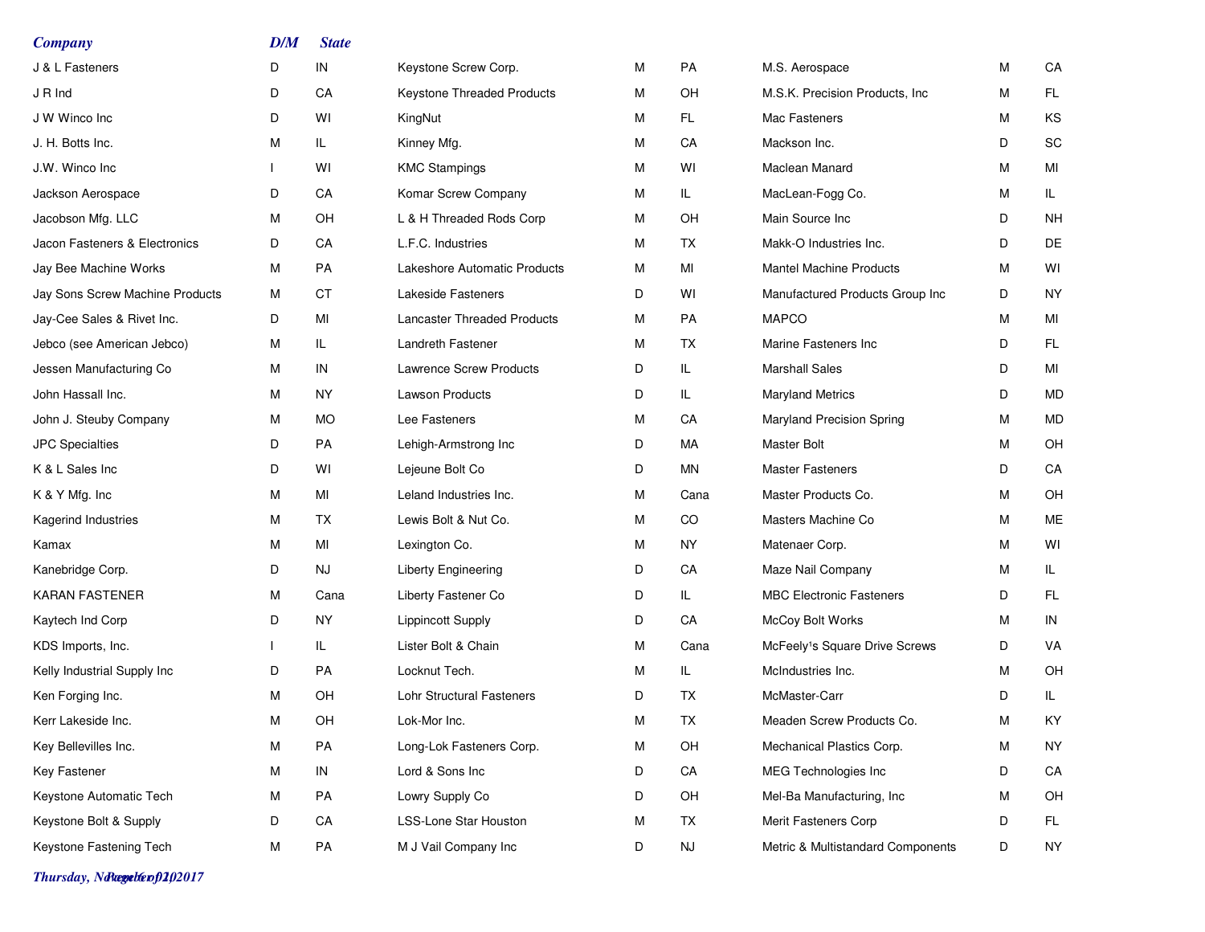| Company | D/M | State |
|---|---|---|
| J & L Fasteners | D | IN |
| J R Ind | D | CA |
| J W Winco Inc | D | WI |
| J. H. Botts Inc. | M | IL |
| J.W. Winco Inc | I | WI |
| Jackson Aerospace | D | CA |
| Jacobson Mfg. LLC | M | OH |
| Jacon Fasteners & Electronics | D | CA |
| Jay Bee Machine Works | M | PA |
| Jay Sons Screw Machine Products | M | CT |
| Jay-Cee Sales & Rivet Inc. | D | MI |
| Jebco (see American Jebco) | M | IL |
| Jessen Manufacturing Co | M | IN |
| John Hassall Inc. | M | NY |
| John J. Steuby Company | M | MO |
| JPC Specialties | D | PA |
| K & L Sales Inc | D | WI |
| K & Y Mfg. Inc | M | MI |
| Kagerind Industries | M | TX |
| Kamax | M | MI |
| Kanebridge Corp. | D | NJ |
| KARAN FASTENER | M | Cana |
| Kaytech Ind Corp | D | NY |
| KDS Imports, Inc. | I | IL |
| Kelly Industrial Supply Inc | D | PA |
| Ken Forging Inc. | M | OH |
| Kerr Lakeside Inc. | M | OH |
| Key Bellevilles Inc. | M | PA |
| Key Fastener | M | IN |
| Keystone Automatic Tech | M | PA |
| Keystone Bolt & Supply | D | CA |
| Keystone Fastening Tech | M | PA |
| Keystone Screw Corp. | M | PA |
| Keystone Threaded Products | M | OH |
| KingNut | M | FL |
| Kinney Mfg. | M | CA |
| KMC Stampings | M | WI |
| Komar Screw Company | M | IL |
| L & H Threaded Rods Corp | M | OH |
| L.F.C. Industries | M | TX |
| Lakeshore Automatic Products | M | MI |
| Lakeside Fasteners | D | WI |
| Lancaster Threaded Products | M | PA |
| Landreth Fastener | M | TX |
| Lawrence Screw Products | D | IL |
| Lawson Products | D | IL |
| Lee Fasteners | M | CA |
| Lehigh-Armstrong Inc | D | MA |
| Lejeune Bolt Co | D | MN |
| Leland Industries Inc. | M | Cana |
| Lewis Bolt & Nut Co. | M | CO |
| Lexington Co. | M | NY |
| Liberty Engineering | D | CA |
| Liberty Fastener Co | D | IL |
| Lippincott Supply | D | CA |
| Lister Bolt & Chain | M | Cana |
| Locknut Tech. | M | IL |
| Lohr Structural Fasteners | D | TX |
| Lok-Mor Inc. | M | TX |
| Long-Lok Fasteners Corp. | M | OH |
| Lord & Sons Inc | D | CA |
| Lowry Supply Co | D | OH |
| LSS-Lone Star Houston | M | TX |
| M J Vail Company Inc | D | NJ |
| M.S. Aerospace | M | CA |
| M.S.K. Precision Products, Inc | M | FL |
| Mac Fasteners | M | KS |
| Mackson Inc. | D | SC |
| Maclean Manard | M | MI |
| MacLean-Fogg Co. | M | IL |
| Main Source Inc | D | NH |
| Makk-O Industries Inc. | D | DE |
| Mantel Machine Products | M | WI |
| Manufactured Products Group Inc | D | NY |
| MAPCO | M | MI |
| Marine Fasteners Inc | D | FL |
| Marshall Sales | D | MI |
| Maryland Metrics | D | MD |
| Maryland Precision Spring | M | MD |
| Master Bolt | M | OH |
| Master Fasteners | D | CA |
| Master Products Co. | M | OH |
| Masters Machine Co | M | ME |
| Matenaer Corp. | M | WI |
| Maze Nail Company | M | IL |
| MBC Electronic Fasteners | D | FL |
| McCoy Bolt Works | M | IN |
| McFeely¹s Square Drive Screws | D | VA |
| McIndustries Inc. | M | OH |
| McMaster-Carr | D | IL |
| Meaden Screw Products Co. | M | KY |
| Mechanical Plastics Corp. | M | NY |
| MEG Technologies Inc | D | CA |
| Mel-Ba Manufacturing, Inc | M | OH |
| Merit Fasteners Corp | D | FL |
| Metric & Multistandard Components | D | NY |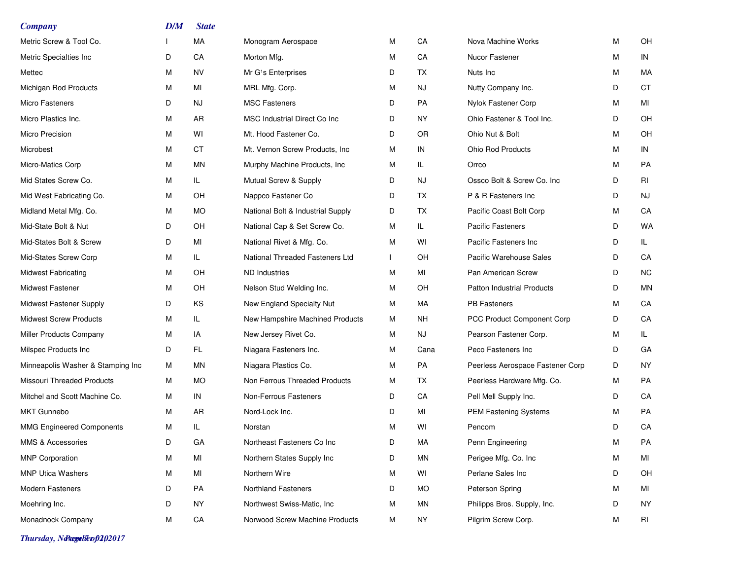| Company | D/M | State |
| --- | --- | --- |
| Metric Screw & Tool Co. | I | MA |
| Metric Specialties Inc | D | CA |
| Mettec | M | NV |
| Michigan Rod Products | M | MI |
| Micro Fasteners | D | NJ |
| Micro Plastics Inc. | M | AR |
| Micro Precision | M | WI |
| Microbest | M | CT |
| Micro-Matics Corp | M | MN |
| Mid States Screw Co. | M | IL |
| Mid West Fabricating Co. | M | OH |
| Midland Metal Mfg. Co. | M | MO |
| Mid-State Bolt & Nut | D | OH |
| Mid-States Bolt & Screw | D | MI |
| Mid-States Screw Corp | M | IL |
| Midwest Fabricating | M | OH |
| Midwest Fastener | M | OH |
| Midwest Fastener Supply | D | KS |
| Midwest Screw Products | M | IL |
| Miller Products Company | M | IA |
| Milspec Products Inc | D | FL |
| Minneapolis Washer & Stamping Inc | M | MN |
| Missouri Threaded Products | M | MO |
| Mitchel and Scott Machine Co. | M | IN |
| MKT Gunnebo | M | AR |
| MMG Engineered Components | M | IL |
| MMS & Accessories | D | GA |
| MNP Corporation | M | MI |
| MNP Utica Washers | M | MI |
| Modern Fasteners | D | PA |
| Moehring Inc. | D | NY |
| Monadnock Company | M | CA |
| Monogram Aerospace | M | CA |
| Morton Mfg. | M | CA |
| Mr G¹s Enterprises | D | TX |
| MRL Mfg. Corp. | M | NJ |
| MSC Fasteners | D | PA |
| MSC Industrial Direct Co Inc | D | NY |
| Mt. Hood Fastener Co. | D | OR |
| Mt. Vernon Screw Products, Inc | M | IN |
| Murphy Machine Products, Inc | M | IL |
| Mutual Screw & Supply | D | NJ |
| Nappco Fastener Co | D | TX |
| National Bolt & Industrial Supply | D | TX |
| National Cap & Set Screw Co. | M | IL |
| National Rivet & Mfg. Co. | M | WI |
| National Threaded Fasteners Ltd | I | OH |
| ND Industries | M | MI |
| Nelson Stud Welding Inc. | M | OH |
| New England Specialty Nut | M | MA |
| New Hampshire Machined Products | M | NH |
| New Jersey Rivet Co. | M | NJ |
| Niagara Fasteners Inc. | M | Cana |
| Niagara Plastics Co. | M | PA |
| Non Ferrous Threaded Products | M | TX |
| Non-Ferrous Fasteners | D | CA |
| Nord-Lock Inc. | D | MI |
| Norstan | M | WI |
| Northeast Fasteners Co Inc | D | MA |
| Northern States Supply Inc | D | MN |
| Northern Wire | M | WI |
| Northland Fasteners | D | MO |
| Northwest Swiss-Matic, Inc | M | MN |
| Norwood Screw Machine Products | M | NY |
| Nova Machine Works | M | OH |
| Nucor Fastener | M | IN |
| Nuts Inc | M | MA |
| Nutty Company Inc. | D | CT |
| Nylok Fastener Corp | M | MI |
| Ohio Fastener & Tool Inc. | D | OH |
| Ohio Nut & Bolt | M | OH |
| Ohio Rod Products | M | IN |
| Orrco | M | PA |
| Ossco Bolt & Screw Co. Inc | D | RI |
| P & R Fasteners Inc | D | NJ |
| Pacific Coast Bolt Corp | M | CA |
| Pacific Fasteners | D | WA |
| Pacific Fasteners Inc | D | IL |
| Pacific Warehouse Sales | D | CA |
| Pan American Screw | D | NC |
| Patton Industrial Products | D | MN |
| PB Fasteners | M | CA |
| PCC Product Component Corp | D | CA |
| Pearson Fastener Corp. | M | IL |
| Peco Fasteners Inc | D | GA |
| Peerless Aerospace Fastener Corp | D | NY |
| Peerless Hardware Mfg. Co. | M | PA |
| Pell Mell Supply Inc. | D | CA |
| PEM Fastening Systems | M | PA |
| Pencom | D | CA |
| Penn Engineering | M | PA |
| Perigee Mfg. Co. Inc | M | MI |
| Perlane Sales Inc | D | OH |
| Peterson Spring | M | MI |
| Philipps Bros. Supply, Inc. | D | NY |
| Pilgrim Screw Corp. | M | RI |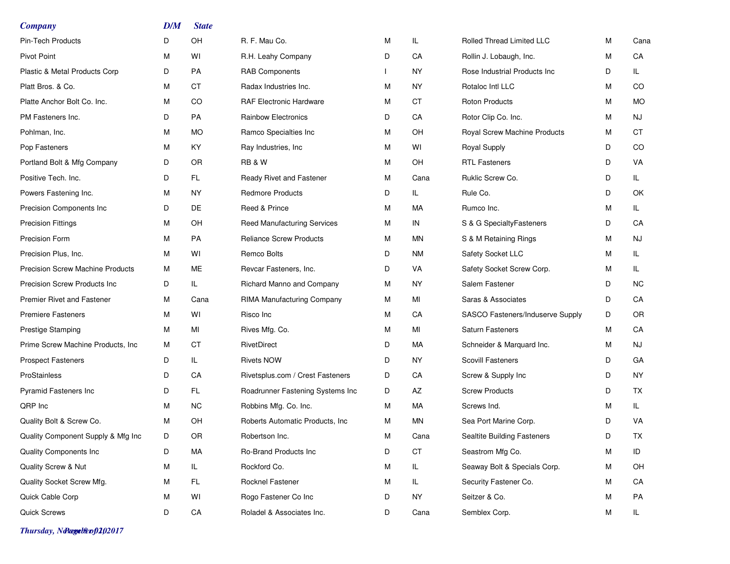| Company | D/M | State |
|---|---|---|
| Pin-Tech Products | D | OH |
| Pivot Point | M | WI |
| Plastic & Metal Products Corp | D | PA |
| Platt Bros. & Co. | M | CT |
| Platte Anchor Bolt Co. Inc. | M | CO |
| PM Fasteners Inc. | D | PA |
| Pohlman, Inc. | M | MO |
| Pop Fasteners | M | KY |
| Portland Bolt & Mfg Company | D | OR |
| Positive Tech. Inc. | D | FL |
| Powers Fastening Inc. | M | NY |
| Precision Components Inc | D | DE |
| Precision Fittings | M | OH |
| Precision Form | M | PA |
| Precision Plus, Inc. | M | WI |
| Precision Screw Machine Products | M | ME |
| Precision Screw Products Inc | D | IL |
| Premier Rivet and Fastener | M | Cana |
| Premiere Fasteners | M | WI |
| Prestige Stamping | M | MI |
| Prime Screw Machine Products, Inc | M | CT |
| Prospect Fasteners | D | IL |
| ProStainless | D | CA |
| Pyramid Fasteners Inc | D | FL |
| QRP Inc | M | NC |
| Quality Bolt & Screw Co. | M | OH |
| Quality Component Supply & Mfg Inc | D | OR |
| Quality Components Inc | D | MA |
| Quality Screw & Nut | M | IL |
| Quality Socket Screw Mfg. | M | FL |
| Quick Cable Corp | M | WI |
| Quick Screws | D | CA |
| R. F. Mau Co. | M | IL |
| R.H. Leahy Company | D | CA |
| RAB Components | I | NY |
| Radax Industries Inc. | M | NY |
| RAF Electronic Hardware | M | CT |
| Rainbow Electronics | D | CA |
| Ramco Specialties Inc | M | OH |
| Ray Industries, Inc | M | WI |
| RB & W | M | OH |
| Ready Rivet and Fastener | M | Cana |
| Redmore Products | D | IL |
| Reed & Prince | M | MA |
| Reed Manufacturing Services | M | IN |
| Reliance Screw Products | M | MN |
| Remco Bolts | D | NM |
| Revcar Fasteners, Inc. | D | VA |
| Richard Manno and Company | M | NY |
| RIMA Manufacturing Company | M | MI |
| Risco Inc | M | CA |
| Rives Mfg. Co. | M | MI |
| RivetDirect | D | MA |
| Rivets NOW | D | NY |
| Rivetsplus.com / Crest Fasteners | D | CA |
| Roadrunner Fastening Systems Inc | D | AZ |
| Robbins Mfg. Co. Inc. | M | MA |
| Roberts Automatic Products, Inc | M | MN |
| Robertson Inc. | M | Cana |
| Ro-Brand Products Inc | D | CT |
| Rockford Co. | M | IL |
| Rocknel Fastener | M | IL |
| Rogo Fastener Co Inc | D | NY |
| Roladel & Associates Inc. | D | Cana |
| Rolled Thread Limited LLC | M | Cana |
| Rollin J. Lobaugh, Inc. | M | CA |
| Rose Industrial Products Inc | D | IL |
| Rotaloc Intl LLC | M | CO |
| Roton Products | M | MO |
| Rotor Clip Co. Inc. | M | NJ |
| Royal Screw Machine Products | M | CT |
| Royal Supply | D | CO |
| RTL Fasteners | D | VA |
| Ruklic Screw Co. | D | IL |
| Rule Co. | D | OK |
| Rumco Inc. | M | IL |
| S & G SpecialtyFasteners | D | CA |
| S & M Retaining Rings | M | NJ |
| Safety Socket LLC | M | IL |
| Safety Socket Screw Corp. | M | IL |
| Salem Fastener | D | NC |
| Saras & Associates | D | CA |
| SASCO Fasteners/Induserve Supply | D | OR |
| Saturn Fasteners | M | CA |
| Schneider & Marquard Inc. | M | NJ |
| Scovill Fasteners | D | GA |
| Screw & Supply Inc | D | NY |
| Screw Products | D | TX |
| Screws Ind. | M | IL |
| Sea Port Marine Corp. | D | VA |
| Sealtite Building Fasteners | D | TX |
| Seastrom Mfg Co. | M | ID |
| Seaway Bolt & Specials Corp. | M | OH |
| Security Fastener Co. | M | CA |
| Seitzer & Co. | M | PA |
| Semblex Corp. | M | IL |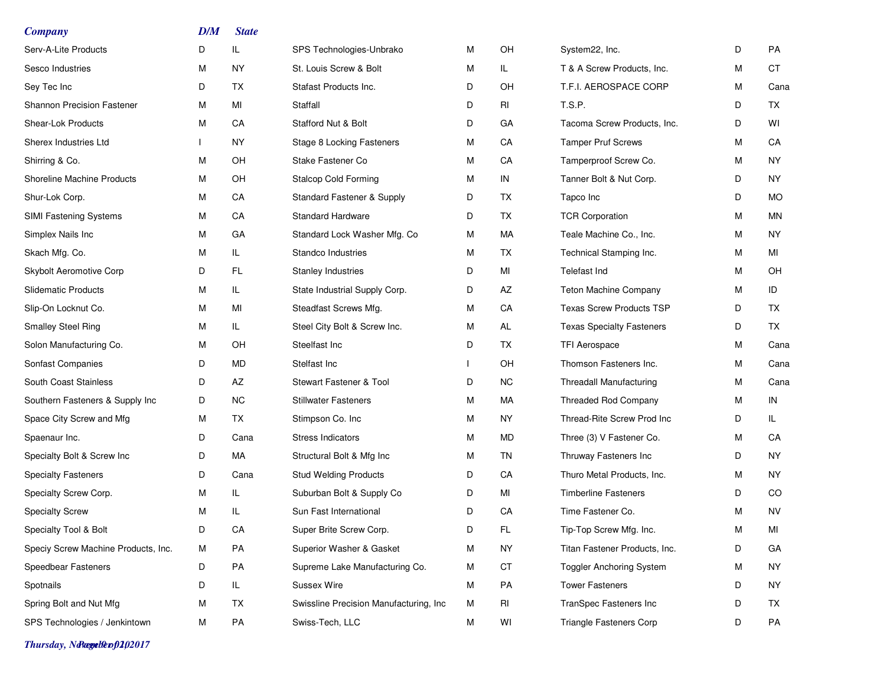| Company | D/M | State |
|---|---|---|
| Serv-A-Lite Products | D | IL |
| Sesco Industries | M | NY |
| Sey Tec Inc | D | TX |
| Shannon Precision Fastener | M | MI |
| Shear-Lok Products | M | CA |
| Sherex Industries Ltd | I | NY |
| Shirring & Co. | M | OH |
| Shoreline Machine Products | M | OH |
| Shur-Lok Corp. | M | CA |
| SIMI Fastening Systems | M | CA |
| Simplex Nails Inc | M | GA |
| Skach Mfg. Co. | M | IL |
| Skybolt Aeromotive Corp | D | FL |
| Slidematic Products | M | IL |
| Slip-On Locknut Co. | M | MI |
| Smalley Steel Ring | M | IL |
| Solon Manufacturing Co. | M | OH |
| Sonfast Companies | D | MD |
| South Coast Stainless | D | AZ |
| Southern Fasteners & Supply Inc | D | NC |
| Space City Screw and Mfg | M | TX |
| Spaenaur Inc. | D | Cana |
| Specialty Bolt & Screw Inc | D | MA |
| Specialty Fasteners | D | Cana |
| Specialty Screw Corp. | M | IL |
| Specialty Screw | M | IL |
| Specialty Tool & Bolt | D | CA |
| Speciy Screw Machine Products, Inc. | M | PA |
| Speedbear Fasteners | D | PA |
| Spotnails | D | IL |
| Spring Bolt and Nut Mfg | M | TX |
| SPS Technologies / Jenkintown | M | PA |
| SPS Technologies-Unbrako | M | OH |
| St. Louis Screw & Bolt | M | IL |
| Stafast Products Inc. | D | OH |
| Staffall | D | RI |
| Stafford Nut & Bolt | D | GA |
| Stage 8 Locking Fasteners | M | CA |
| Stake Fastener Co | M | CA |
| Stalcop Cold Forming | M | IN |
| Standard Fastener & Supply | D | TX |
| Standard Hardware | D | TX |
| Standard Lock Washer Mfg. Co | M | MA |
| Standco Industries | M | TX |
| Stanley Industries | D | MI |
| State Industrial Supply Corp. | D | AZ |
| Steadfast Screws Mfg. | M | CA |
| Steel City Bolt & Screw Inc. | M | AL |
| Steelfast Inc | D | TX |
| Stelfast Inc | I | OH |
| Stewart Fastener & Tool | D | NC |
| Stillwater Fasteners | M | MA |
| Stimpson Co. Inc | M | NY |
| Stress Indicators | M | MD |
| Structural Bolt & Mfg Inc | M | TN |
| Stud Welding Products | D | CA |
| Suburban Bolt & Supply Co | D | MI |
| Sun Fast International | D | CA |
| Super Brite Screw Corp. | D | FL |
| Superior Washer & Gasket | M | NY |
| Supreme Lake Manufacturing Co. | M | CT |
| Sussex Wire | M | PA |
| Swissline Precision Manufacturing, Inc | M | RI |
| Swiss-Tech, LLC | M | WI |
| System22, Inc. | D | PA |
| T & A Screw Products, Inc. | M | CT |
| T.F.I. AEROSPACE CORP | M | Cana |
| T.S.P. | D | TX |
| Tacoma Screw Products, Inc. | D | WI |
| Tamper Pruf Screws | M | CA |
| Tamperproof Screw Co. | M | NY |
| Tanner Bolt & Nut Corp. | D | NY |
| Tapco Inc | D | MO |
| TCR Corporation | M | MN |
| Teale Machine Co., Inc. | M | NY |
| Technical Stamping Inc. | M | MI |
| Telefast Ind | M | OH |
| Teton Machine Company | M | ID |
| Texas Screw Products TSP | D | TX |
| Texas Specialty Fasteners | D | TX |
| TFI Aerospace | M | Cana |
| Thomson Fasteners Inc. | M | Cana |
| Threadall Manufacturing | M | Cana |
| Threaded Rod Company | M | IN |
| Thread-Rite Screw Prod Inc | D | IL |
| Three (3) V Fastener Co. | M | CA |
| Thruway Fasteners Inc | D | NY |
| Thuro Metal Products, Inc. | M | NY |
| Timberline Fasteners | D | CO |
| Time Fastener Co. | M | NV |
| Tip-Top Screw Mfg. Inc. | M | MI |
| Titan Fastener Products, Inc. | D | GA |
| Toggler Anchoring System | M | NY |
| Tower Fasteners | D | NY |
| TranSpec Fasteners Inc | D | TX |
| Triangle Fasteners Corp | D | PA |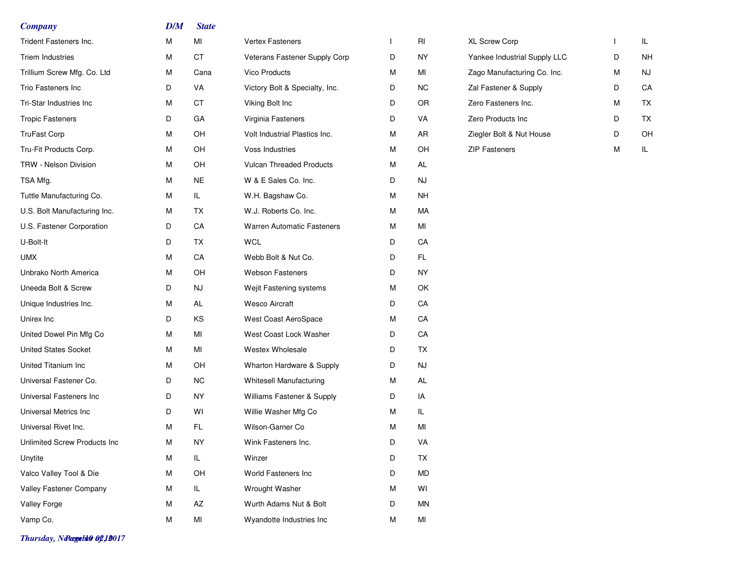| Company | D/M | State |
|---|---|---|
| Trident Fasteners Inc. | M | MI |
| Triem Industries | M | CT |
| Trillium Screw Mfg. Co. Ltd | M | Cana |
| Trio Fasteners Inc | D | VA |
| Tri-Star Industries Inc | M | CT |
| Tropic Fasteners | D | GA |
| TruFast Corp | M | OH |
| Tru-Fit Products Corp. | M | OH |
| TRW - Nelson Division | M | OH |
| TSA Mfg. | M | NE |
| Tuttle Manufacturing Co. | M | IL |
| U.S. Bolt Manufacturing Inc. | M | TX |
| U.S. Fastener Corporation | D | CA |
| U-Bolt-It | D | TX |
| UMX | M | CA |
| Unbrako North America | M | OH |
| Uneeda Bolt & Screw | D | NJ |
| Unique Industries Inc. | M | AL |
| Unirex Inc | D | KS |
| United Dowel Pin Mfg Co | M | MI |
| United States Socket | M | MI |
| United Titanium Inc | M | OH |
| Universal Fastener Co. | D | NC |
| Universal Fasteners Inc | D | NY |
| Universal Metrics Inc | D | WI |
| Universal Rivet Inc. | M | FL |
| Unlimited Screw Products Inc | M | NY |
| Unytite | M | IL |
| Valco Valley Tool & Die | M | OH |
| Valley Fastener Company | M | IL |
| Valley Forge | M | AZ |
| Vamp Co. | M | MI |
| Vertex Fasteners | I | RI |
| Veterans Fastener Supply Corp | D | NY |
| Vico Products | M | MI |
| Victory Bolt & Specialty, Inc. | D | NC |
| Viking Bolt Inc | D | OR |
| Virginia Fasteners | D | VA |
| Volt Industrial Plastics Inc. | M | AR |
| Voss Industries | M | OH |
| Vulcan Threaded Products | M | AL |
| W & E Sales Co. Inc. | D | NJ |
| W.H. Bagshaw Co. | M | NH |
| W.J. Roberts Co. Inc. | M | MA |
| Warren Automatic Fasteners | M | MI |
| WCL | D | CA |
| Webb Bolt & Nut Co. | D | FL |
| Webson Fasteners | D | NY |
| Wejit Fastening systems | M | OK |
| Wesco Aircraft | D | CA |
| West Coast AeroSpace | M | CA |
| West Coast Lock Washer | D | CA |
| Westex Wholesale | D | TX |
| Wharton Hardware & Supply | D | NJ |
| Whitesell Manufacturing | M | AL |
| Williams Fastener & Supply | D | IA |
| Willie Washer Mfg Co | M | IL |
| Wilson-Garner Co | M | MI |
| Wink Fasteners Inc. | D | VA |
| Winzer | D | TX |
| World Fasteners Inc | D | MD |
| Wrought Washer | M | WI |
| Wurth Adams Nut & Bolt | D | MN |
| Wyandotte Industries Inc | M | MI |
| XL Screw Corp | I | IL |
| Yankee Industrial Supply LLC | D | NH |
| Zago Manufacturing Co. Inc. | M | NJ |
| Zal Fastener & Supply | D | CA |
| Zero Fasteners Inc. | M | TX |
| Zero Products Inc | D | TX |
| Ziegler Bolt & Nut House | D | OH |
| ZIP Fasteners | M | IL |